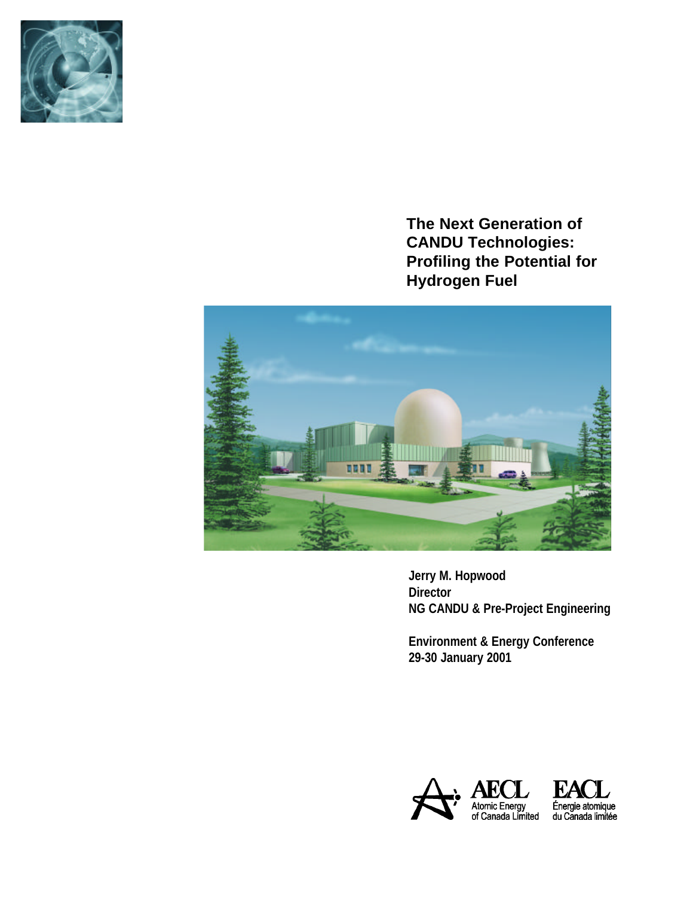# The Next Generation of CANDU Technologies: Profiling the Potential for Hydrogen Fuel

**Jerry M. Hopwood**
**Director**
**NG CANDU & Pre-Project Engineering**

**Environment & Energy Conference**
**29-30 January 2001**

AECL Atomic Energy of Canada Limited
EACL Énergie atomique du Canada limitée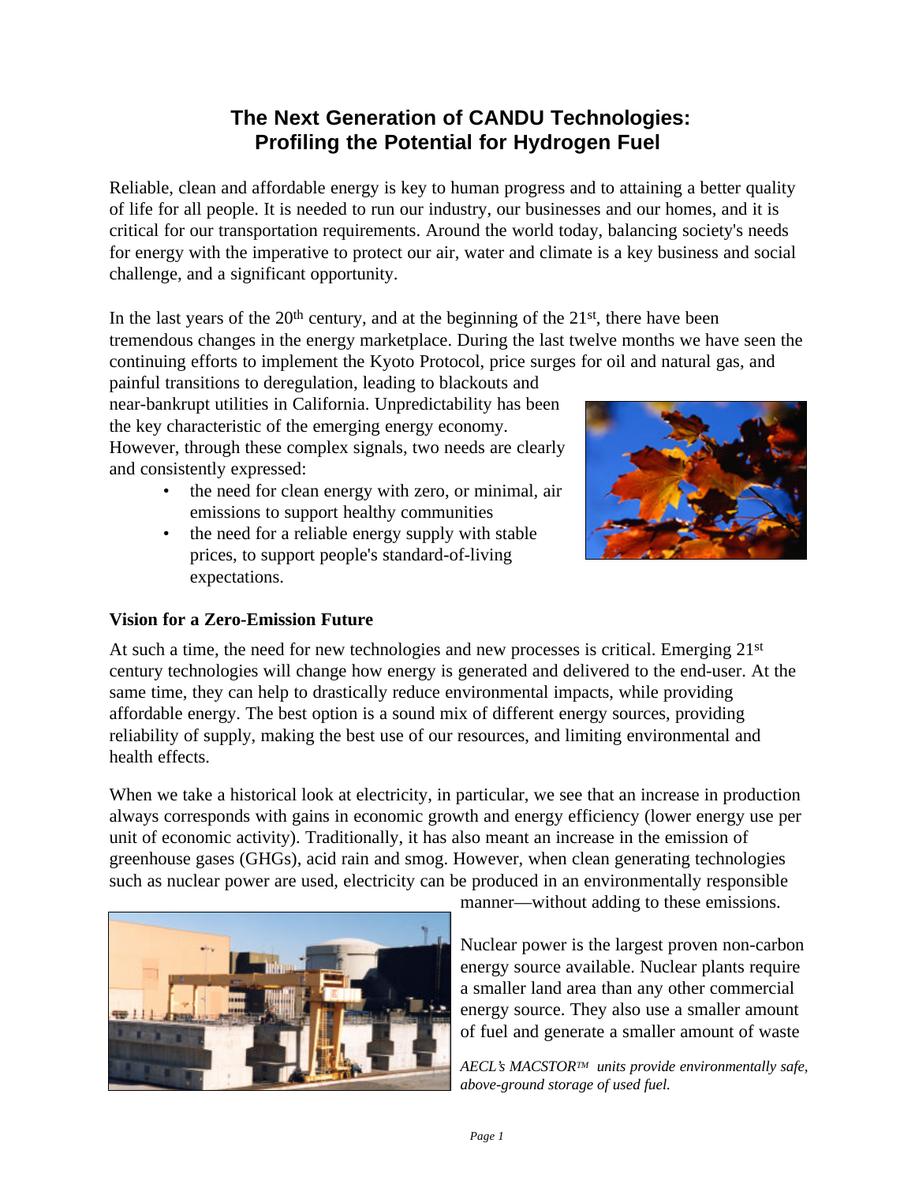# The Next Generation of CANDU Technologies: Profiling the Potential for Hydrogen Fuel

Reliable, clean and affordable energy is key to human progress and to attaining a better quality of life for all people. It is needed to run our industry, our businesses and our homes, and it is critical for our transportation requirements. Around the world today, balancing society's needs for energy with the imperative to protect our air, water and climate is a key business and social challenge, and a significant opportunity.

In the last years of the 20th century, and at the beginning of the 21st, there have been tremendous changes in the energy marketplace. During the last twelve months we have seen the continuing efforts to implement the Kyoto Protocol, price surges for oil and natural gas, and painful transitions to deregulation, leading to blackouts and near-bankrupt utilities in California. Unpredictability has been the key characteristic of the emerging energy economy. However, through these complex signals, two needs are clearly and consistently expressed:

- the need for clean energy with zero, or minimal, air emissions to support healthy communities
- the need for a reliable energy supply with stable prices, to support people's standard-of-living expectations.

**Vision for a Zero-Emission Future**

At such a time, the need for new technologies and new processes is critical. Emerging 21st century technologies will change how energy is generated and delivered to the end-user. At the same time, they can help to drastically reduce environmental impacts, while providing affordable energy. The best option is a sound mix of different energy sources, providing reliability of supply, making the best use of our resources, and limiting environmental and health effects.

When we take a historical look at electricity, in particular, we see that an increase in production always corresponds with gains in economic growth and energy efficiency (lower energy use per unit of economic activity). Traditionally, it has also meant an increase in the emission of greenhouse gases (GHGs), acid rain and smog. However, when clean generating technologies such as nuclear power are used, electricity can be produced in an environmentally responsible manner—without adding to these emissions.

Nuclear power is the largest proven non-carbon energy source available. Nuclear plants require a smaller land area than any other commercial energy source. They also use a smaller amount of fuel and generate a smaller amount of waste

*AECL's MACSTOR™ units provide environmentally safe, above-ground storage of used fuel.*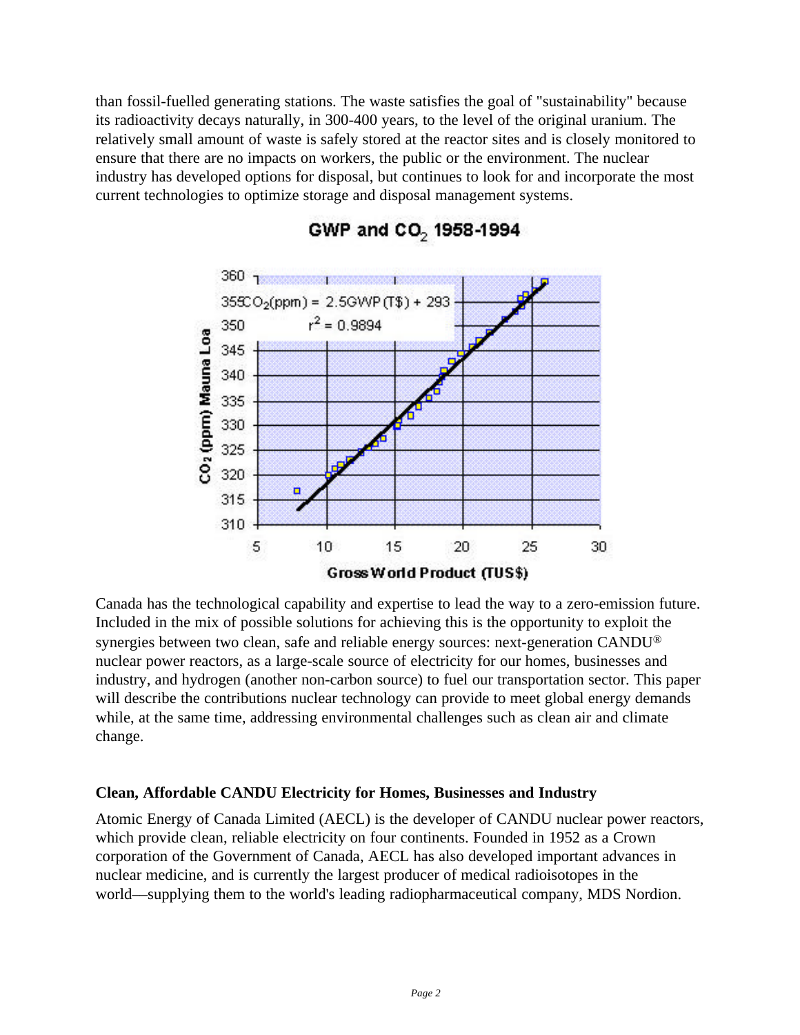than fossil-fuelled generating stations. The waste satisfies the goal of "sustainability" because its radioactivity decays naturally, in 300-400 years, to the level of the original uranium. The relatively small amount of waste is safely stored at the reactor sites and is closely monitored to ensure that there are no impacts on workers, the public or the environment. The nuclear industry has developed options for disposal, but continues to look for and incorporate the most current technologies to optimize storage and disposal management systems.

Canada has the technological capability and expertise to lead the way to a zero-emission future. Included in the mix of possible solutions for achieving this is the opportunity to exploit the synergies between two clean, safe and reliable energy sources: next-generation CANDU® nuclear power reactors, as a large-scale source of electricity for our homes, businesses and industry, and hydrogen (another non-carbon source) to fuel our transportation sector. This paper will describe the contributions nuclear technology can provide to meet global energy demands while, at the same time, addressing environmental challenges such as clean air and climate change.

### Clean, Affordable CANDU Electricity for Homes, Businesses and Industry

Atomic Energy of Canada Limited (AECL) is the developer of CANDU nuclear power reactors, which provide clean, reliable electricity on four continents. Founded in 1952 as a Crown corporation of the Government of Canada, AECL has also developed important advances in nuclear medicine, and is currently the largest producer of medical radioisotopes in the world—supplying them to the world's leading radiopharmaceutical company, MDS Nordion.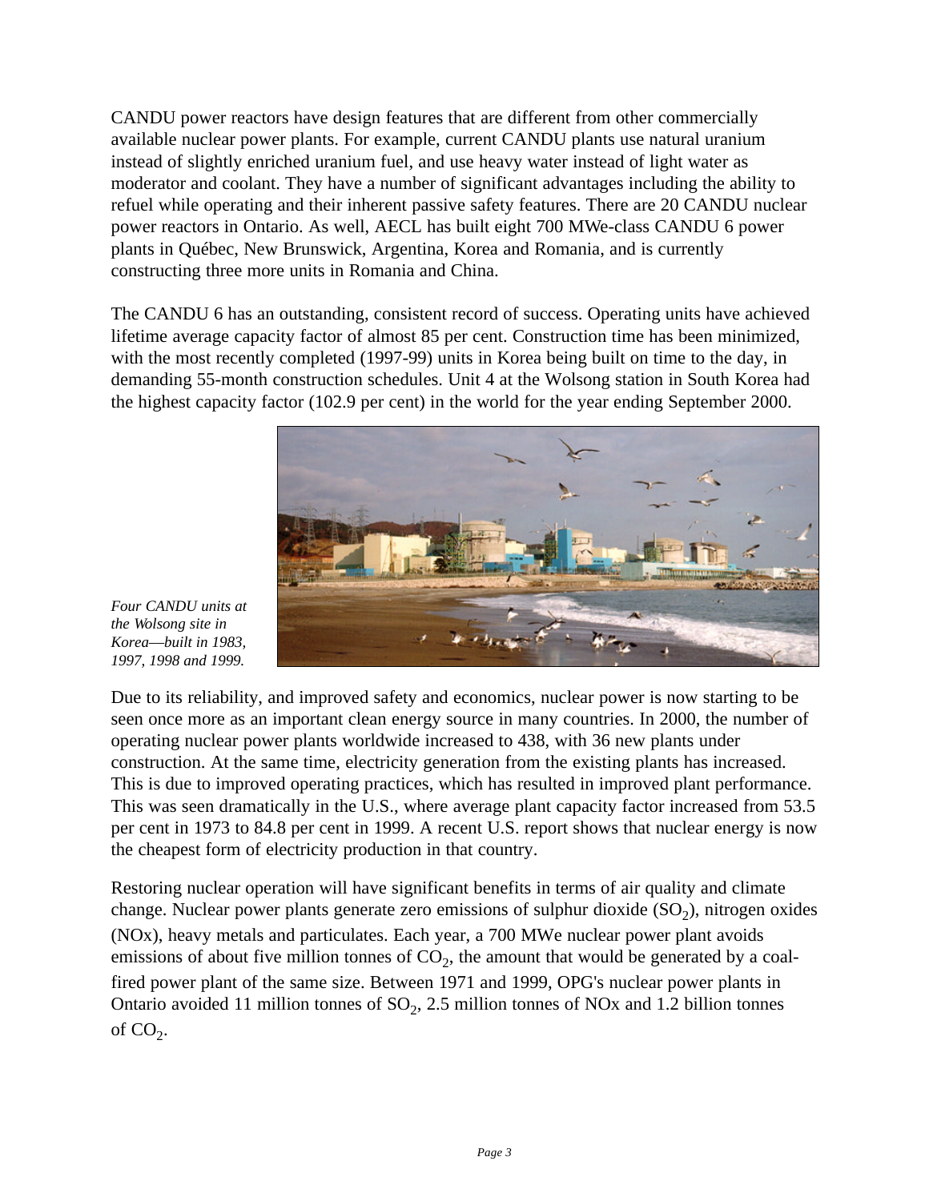CANDU power reactors have design features that are different from other commercially available nuclear power plants. For example, current CANDU plants use natural uranium instead of slightly enriched uranium fuel, and use heavy water instead of light water as moderator and coolant. They have a number of significant advantages including the ability to refuel while operating and their inherent passive safety features. There are 20 CANDU nuclear power reactors in Ontario. As well, AECL has built eight 700 MWe-class CANDU 6 power plants in Québec, New Brunswick, Argentina, Korea and Romania, and is currently constructing three more units in Romania and China.

The CANDU 6 has an outstanding, consistent record of success. Operating units have achieved lifetime average capacity factor of almost 85 per cent. Construction time has been minimized, with the most recently completed (1997-99) units in Korea being built on time to the day, in demanding 55-month construction schedules. Unit 4 at the Wolsong station in South Korea had the highest capacity factor (102.9 per cent) in the world for the year ending September 2000.

*Four CANDU units at the Wolsong site in Korea—built in 1983, 1997, 1998 and 1999.*

Due to its reliability, and improved safety and economics, nuclear power is now starting to be seen once more as an important clean energy source in many countries. In 2000, the number of operating nuclear power plants worldwide increased to 438, with 36 new plants under construction. At the same time, electricity generation from the existing plants has increased. This is due to improved operating practices, which has resulted in improved plant performance. This was seen dramatically in the U.S., where average plant capacity factor increased from 53.5 per cent in 1973 to 84.8 per cent in 1999. A recent U.S. report shows that nuclear energy is now the cheapest form of electricity production in that country.

Restoring nuclear operation will have significant benefits in terms of air quality and climate change. Nuclear power plants generate zero emissions of sulphur dioxide ($SO_2$), nitrogen oxides (NOx), heavy metals and particulates. Each year, a 700 MWe nuclear power plant avoids emissions of about five million tonnes of $CO_2$, the amount that would be generated by a coal-fired power plant of the same size. Between 1971 and 1999, OPG's nuclear power plants in Ontario avoided 11 million tonnes of $SO_2$, 2.5 million tonnes of NOx and 1.2 billion tonnes of $CO_2$.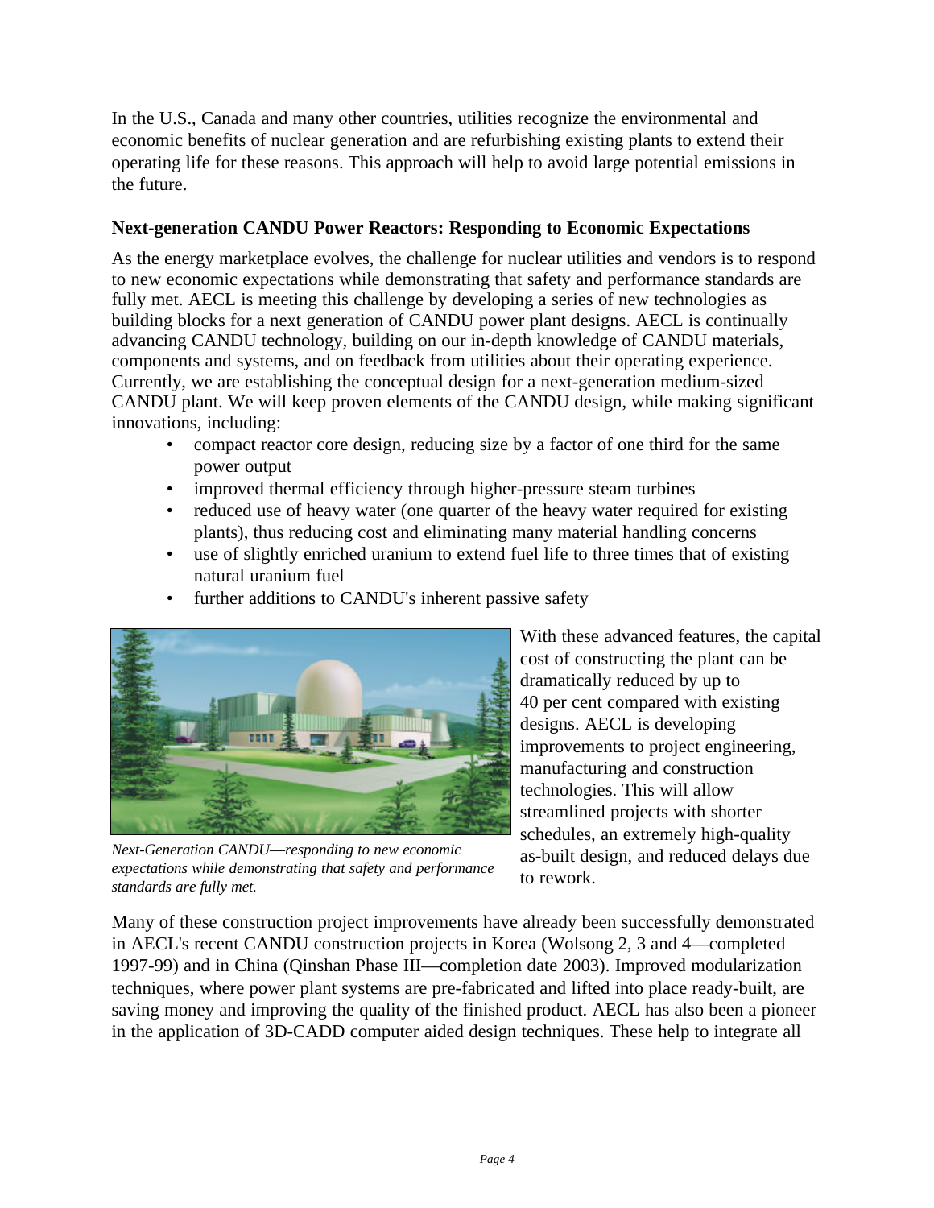In the U.S., Canada and many other countries, utilities recognize the environmental and economic benefits of nuclear generation and are refurbishing existing plants to extend their operating life for these reasons. This approach will help to avoid large potential emissions in the future.

**Next-generation CANDU Power Reactors: Responding to Economic Expectations**

As the energy marketplace evolves, the challenge for nuclear utilities and vendors is to respond to new economic expectations while demonstrating that safety and performance standards are fully met. AECL is meeting this challenge by developing a series of new technologies as building blocks for a next generation of CANDU power plant designs. AECL is continually advancing CANDU technology, building on our in-depth knowledge of CANDU materials, components and systems, and on feedback from utilities about their operating experience. Currently, we are establishing the conceptual design for a next-generation medium-sized CANDU plant. We will keep proven elements of the CANDU design, while making significant innovations, including:

- compact reactor core design, reducing size by a factor of one third for the same power output
- improved thermal efficiency through higher-pressure steam turbines
- reduced use of heavy water (one quarter of the heavy water required for existing plants), thus reducing cost and eliminating many material handling concerns
- use of slightly enriched uranium to extend fuel life to three times that of existing natural uranium fuel
- further additions to CANDU's inherent passive safety

*Next-Generation CANDU—responding to new economic expectations while demonstrating that safety and performance standards are fully met.*

With these advanced features, the capital cost of constructing the plant can be dramatically reduced by up to 40 per cent compared with existing designs. AECL is developing improvements to project engineering, manufacturing and construction technologies. This will allow streamlined projects with shorter schedules, an extremely high-quality as-built design, and reduced delays due to rework.

Many of these construction project improvements have already been successfully demonstrated in AECL's recent CANDU construction projects in Korea (Wolsong 2, 3 and 4—completed 1997-99) and in China (Qinshan Phase III—completion date 2003). Improved modularization techniques, where power plant systems are pre-fabricated and lifted into place ready-built, are saving money and improving the quality of the finished product. AECL has also been a pioneer in the application of 3D-CADD computer aided design techniques. These help to integrate all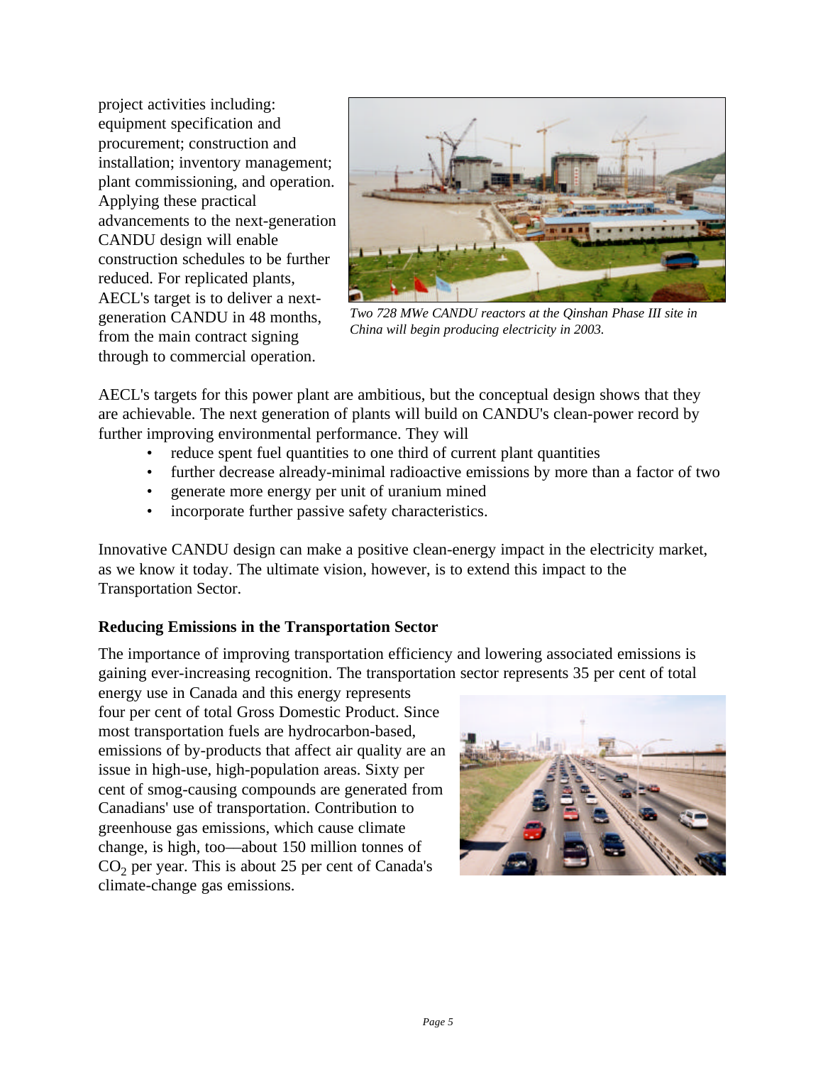project activities including: equipment specification and procurement; construction and installation; inventory management; plant commissioning, and operation. Applying these practical advancements to the next-generation CANDU design will enable construction schedules to be further reduced. For replicated plants, AECL's target is to deliver a next-generation CANDU in 48 months, from the main contract signing through to commercial operation.

*Two 728 MWe CANDU reactors at the Qinshan Phase III site in China will begin producing electricity in 2003.*

AECL's targets for this power plant are ambitious, but the conceptual design shows that they are achievable. The next generation of plants will build on CANDU's clean-power record by further improving environmental performance. They will

- reduce spent fuel quantities to one third of current plant quantities
- further decrease already-minimal radioactive emissions by more than a factor of two
- generate more energy per unit of uranium mined
- incorporate further passive safety characteristics.

Innovative CANDU design can make a positive clean-energy impact in the electricity market, as we know it today. The ultimate vision, however, is to extend this impact to the Transportation Sector.

**Reducing Emissions in the Transportation Sector**

The importance of improving transportation efficiency and lowering associated emissions is gaining ever-increasing recognition. The transportation sector represents 35 per cent of total energy use in Canada and this energy represents four per cent of total Gross Domestic Product. Since most transportation fuels are hydrocarbon-based, emissions of by-products that affect air quality are an issue in high-use, high-population areas. Sixty per cent of smog-causing compounds are generated from Canadians' use of transportation. Contribution to greenhouse gas emissions, which cause climate change, is high, too—about 150 million tonnes of $CO_2$ per year. This is about 25 per cent of Canada's climate-change gas emissions.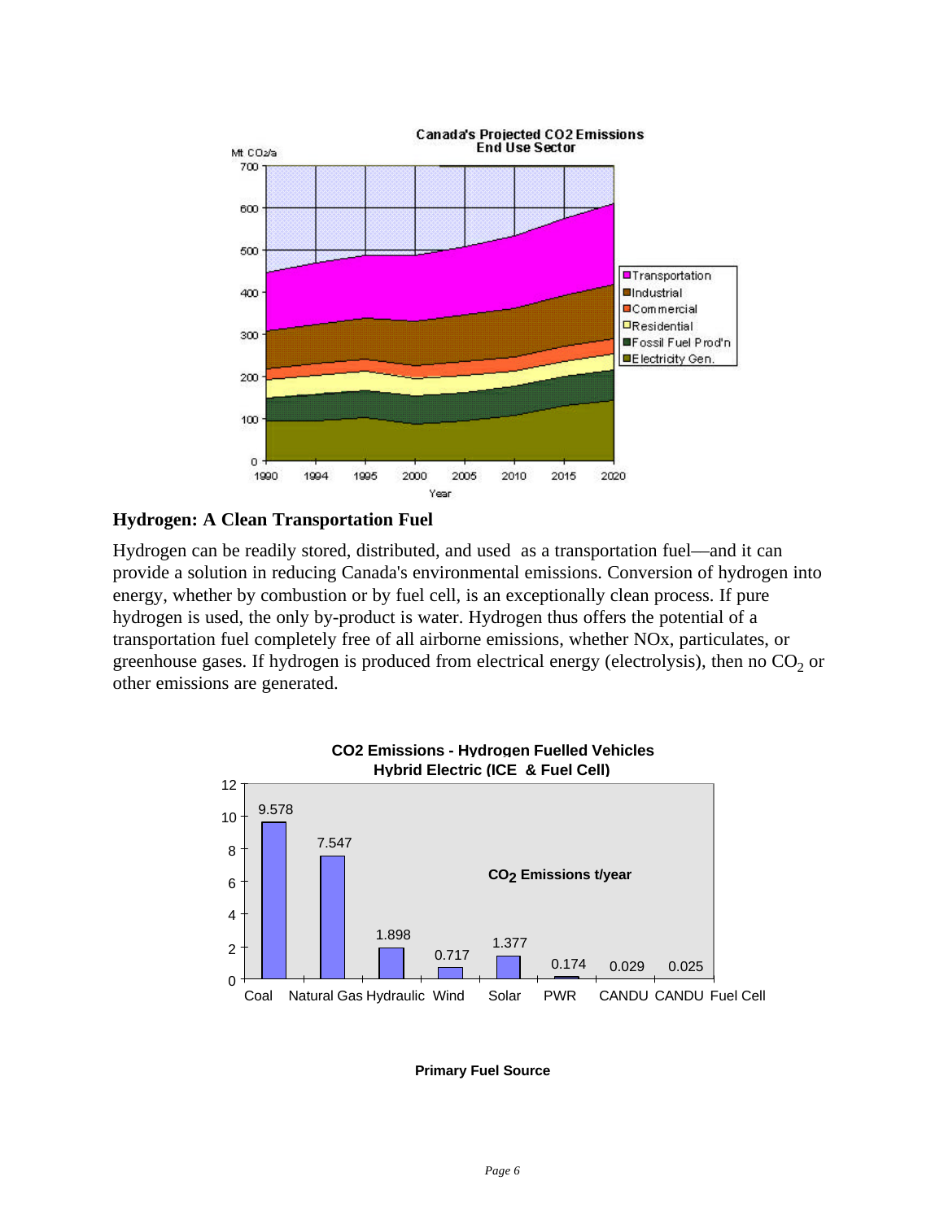## Hydrogen: A Clean Transportation Fuel

Hydrogen can be readily stored, distributed, and used as a transportation fuel—and it can provide a solution in reducing Canada's environmental emissions. Conversion of hydrogen into energy, whether by combustion or by fuel cell, is an exceptionally clean process. If pure hydrogen is used, the only by-product is water. Hydrogen thus offers the potential of a transportation fuel completely free of all airborne emissions, whether NOx, particulates, or greenhouse gases. If hydrogen is produced from electrical energy (electrolysis), then no $CO_2$ or other emissions are generated.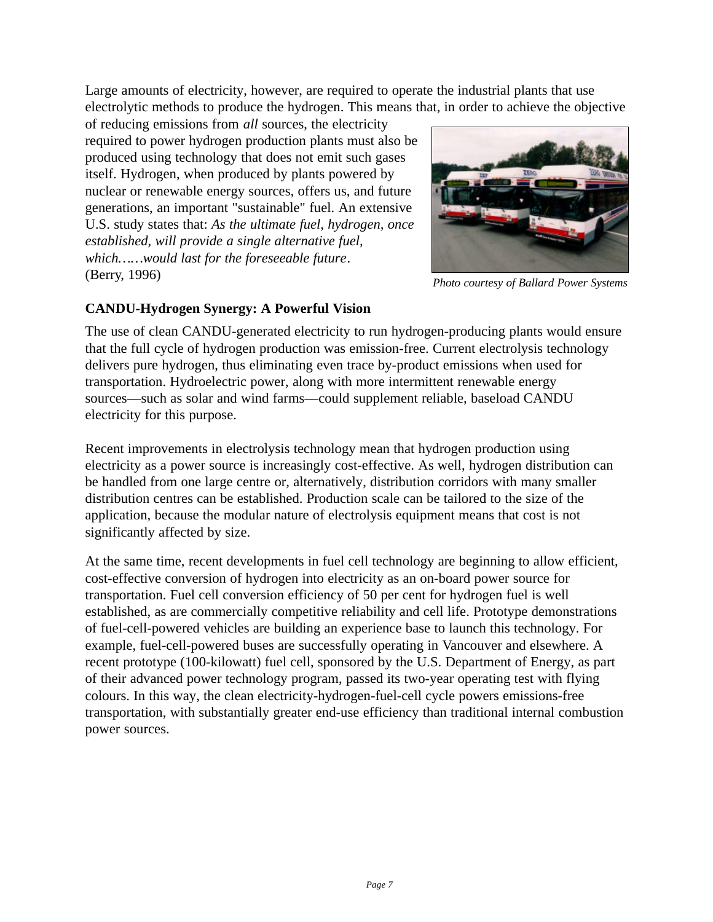Large amounts of electricity, however, are required to operate the industrial plants that use electrolytic methods to produce the hydrogen. This means that, in order to achieve the objective of reducing emissions from *all* sources, the electricity required to power hydrogen production plants must also be produced using technology that does not emit such gases itself. Hydrogen, when produced by plants powered by nuclear or renewable energy sources, offers us, and future generations, an important "sustainable" fuel. An extensive U.S. study states that: *As the ultimate fuel, hydrogen, once established, will provide a single alternative fuel, which……would last for the foreseeable future*. (Berry, 1996)

*Photo courtesy of Ballard Power Systems*

**CANDU-Hydrogen Synergy: A Powerful Vision**

The use of clean CANDU-generated electricity to run hydrogen-producing plants would ensure that the full cycle of hydrogen production was emission-free. Current electrolysis technology delivers pure hydrogen, thus eliminating even trace by-product emissions when used for transportation. Hydroelectric power, along with more intermittent renewable energy sources—such as solar and wind farms—could supplement reliable, baseload CANDU electricity for this purpose.

Recent improvements in electrolysis technology mean that hydrogen production using electricity as a power source is increasingly cost-effective. As well, hydrogen distribution can be handled from one large centre or, alternatively, distribution corridors with many smaller distribution centres can be established. Production scale can be tailored to the size of the application, because the modular nature of electrolysis equipment means that cost is not significantly affected by size.

At the same time, recent developments in fuel cell technology are beginning to allow efficient, cost-effective conversion of hydrogen into electricity as an on-board power source for transportation. Fuel cell conversion efficiency of 50 per cent for hydrogen fuel is well established, as are commercially competitive reliability and cell life. Prototype demonstrations of fuel-cell-powered vehicles are building an experience base to launch this technology. For example, fuel-cell-powered buses are successfully operating in Vancouver and elsewhere. A recent prototype (100-kilowatt) fuel cell, sponsored by the U.S. Department of Energy, as part of their advanced power technology program, passed its two-year operating test with flying colours. In this way, the clean electricity-hydrogen-fuel-cell cycle powers emissions-free transportation, with substantially greater end-use efficiency than traditional internal combustion power sources.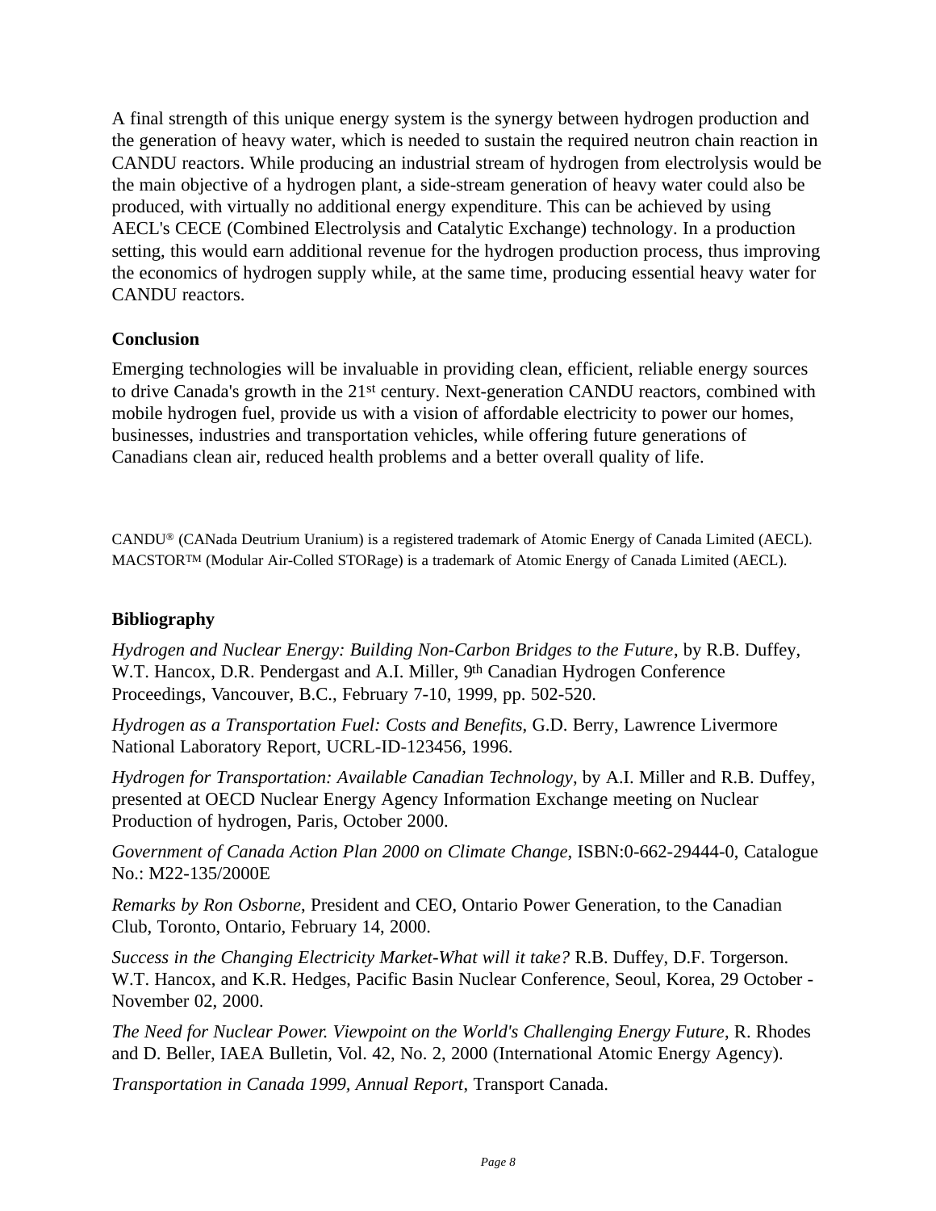A final strength of this unique energy system is the synergy between hydrogen production and the generation of heavy water, which is needed to sustain the required neutron chain reaction in CANDU reactors. While producing an industrial stream of hydrogen from electrolysis would be the main objective of a hydrogen plant, a side-stream generation of heavy water could also be produced, with virtually no additional energy expenditure. This can be achieved by using AECL's CECE (Combined Electrolysis and Catalytic Exchange) technology. In a production setting, this would earn additional revenue for the hydrogen production process, thus improving the economics of hydrogen supply while, at the same time, producing essential heavy water for CANDU reactors.

**Conclusion**

Emerging technologies will be invaluable in providing clean, efficient, reliable energy sources to drive Canada's growth in the 21st century. Next-generation CANDU reactors, combined with mobile hydrogen fuel, provide us with a vision of affordable electricity to power our homes, businesses, industries and transportation vehicles, while offering future generations of Canadians clean air, reduced health problems and a better overall quality of life.

CANDU® (CANada Deutrium Uranium) is a registered trademark of Atomic Energy of Canada Limited (AECL).
MACSTOR™ (Modular Air-Colled STORage) is a trademark of Atomic Energy of Canada Limited (AECL).

**Bibliography**

*Hydrogen and Nuclear Energy: Building Non-Carbon Bridges to the Future*, by R.B. Duffey, W.T. Hancox, D.R. Pendergast and A.I. Miller, 9th Canadian Hydrogen Conference Proceedings, Vancouver, B.C., February 7-10, 1999, pp. 502-520.

*Hydrogen as a Transportation Fuel: Costs and Benefits*, G.D. Berry, Lawrence Livermore National Laboratory Report, UCRL-ID-123456, 1996.

*Hydrogen for Transportation: Available Canadian Technology*, by A.I. Miller and R.B. Duffey, presented at OECD Nuclear Energy Agency Information Exchange meeting on Nuclear Production of hydrogen, Paris, October 2000.

*Government of Canada Action Plan 2000 on Climate Change*, ISBN:0-662-29444-0, Catalogue No.: M22-135/2000E

*Remarks by Ron Osborne*, President and CEO, Ontario Power Generation, to the Canadian Club, Toronto, Ontario, February 14, 2000.

*Success in the Changing Electricity Market-What will it take?* R.B. Duffey, D.F. Torgerson. W.T. Hancox, and K.R. Hedges, Pacific Basin Nuclear Conference, Seoul, Korea, 29 October - November 02, 2000.

*The Need for Nuclear Power. Viewpoint on the World's Challenging Energy Future*, R. Rhodes and D. Beller, IAEA Bulletin, Vol. 42, No. 2, 2000 (International Atomic Energy Agency).

*Transportation in Canada 1999, Annual Report*, Transport Canada.